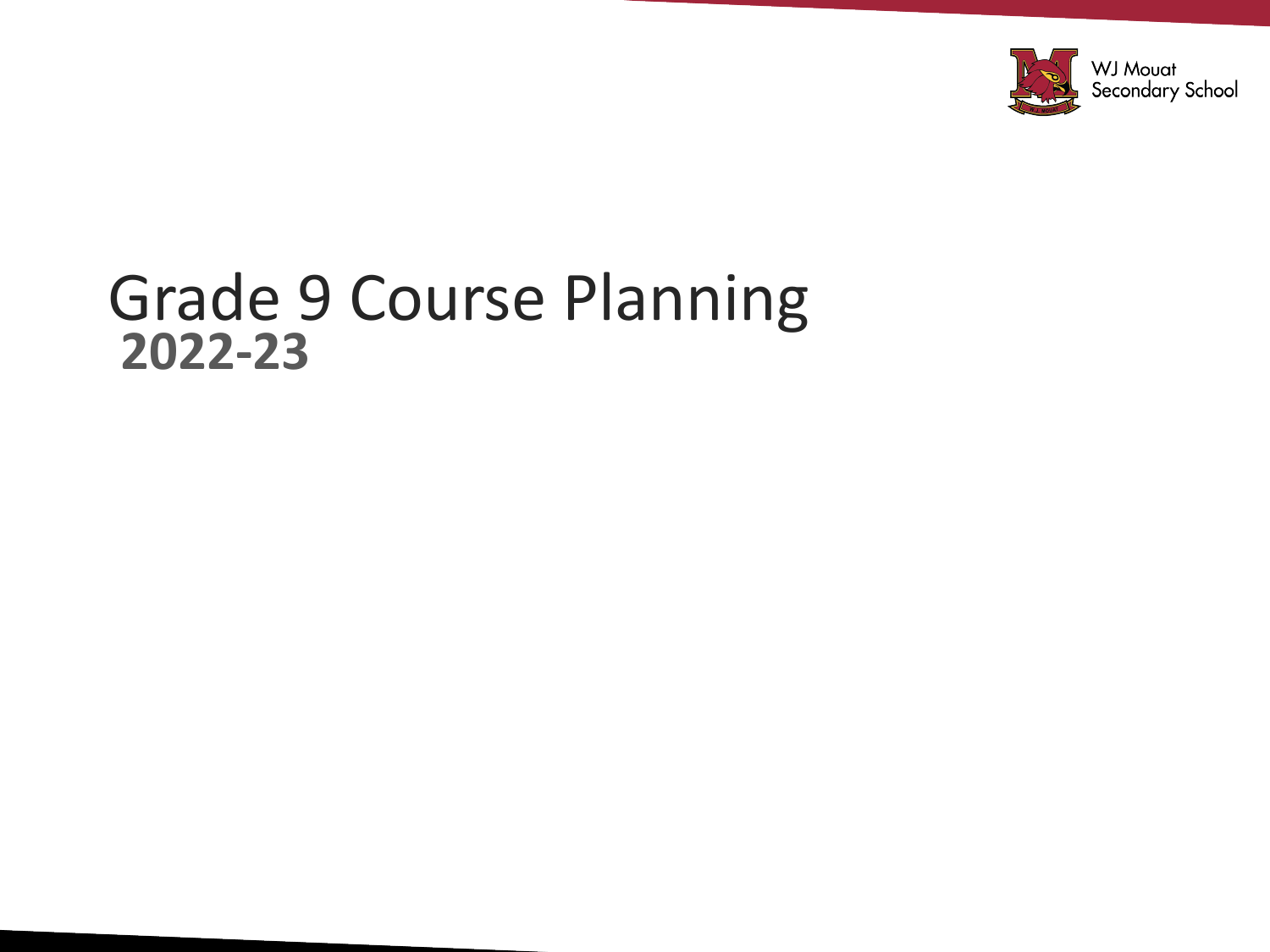WJ Mouat Secondary School

# Grade 9 Course Planning

**2022-23**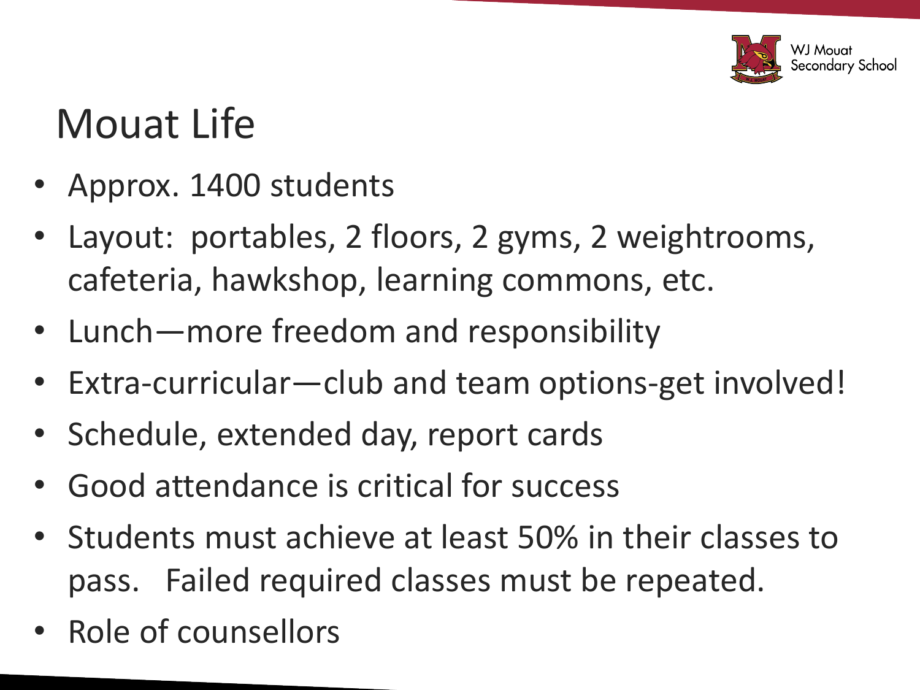# Mouat Life

- Approx. 1400 students
- Layout: portables, 2 floors, 2 gyms, 2 weightrooms, cafeteria, hawkshop, learning commons, etc.
- Lunch—more freedom and responsibility
- Extra-curricular—club and team options-get involved!
- Schedule, extended day, report cards
- Good attendance is critical for success
- Students must achieve at least 50% in their classes to pass. Failed required classes must be repeated.
- Role of counsellors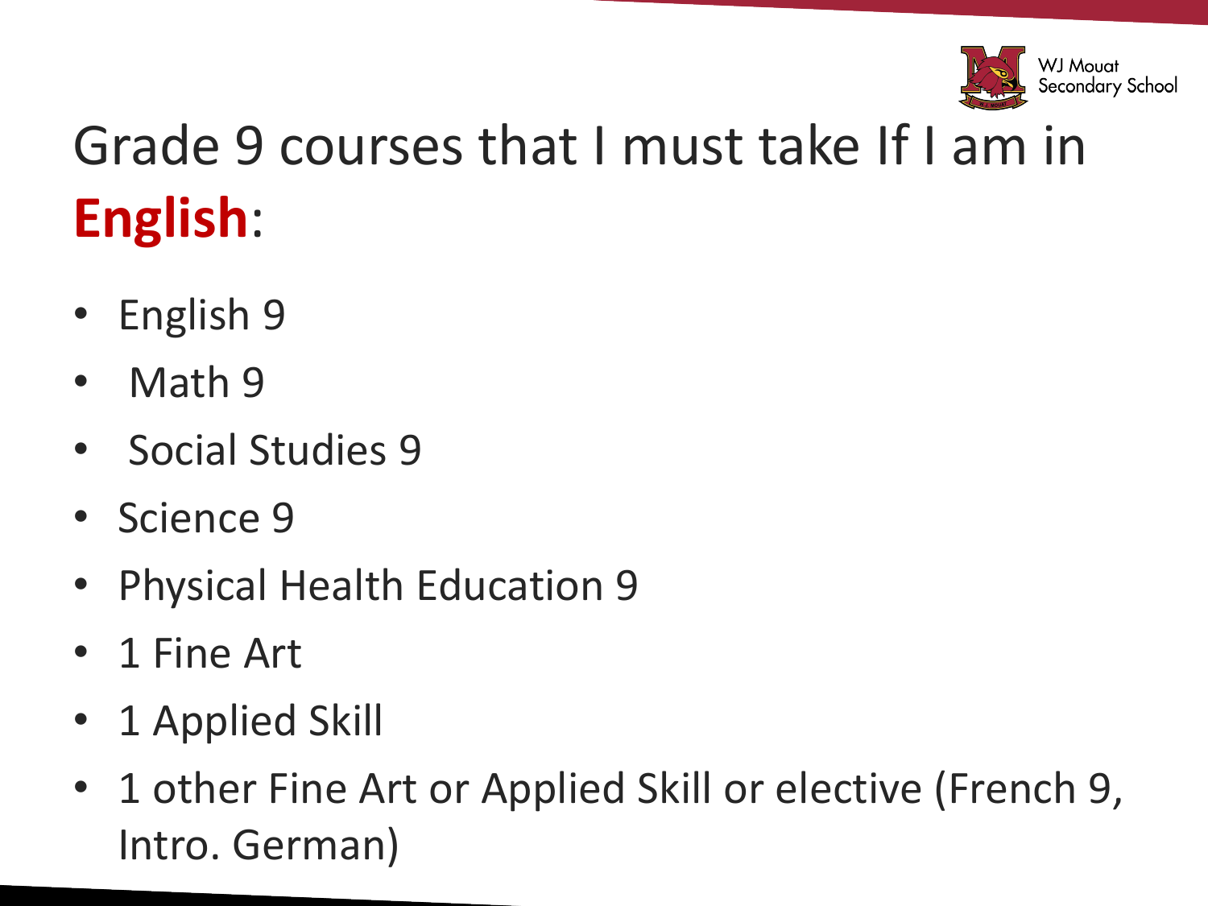# Grade 9 courses that I must take If I am in **English**:

- English 9
- Math 9
- Social Studies 9
- Science 9
- Physical Health Education 9
- 1 Fine Art
- 1 Applied Skill
- 1 other Fine Art or Applied Skill or elective (French 9, Intro. German)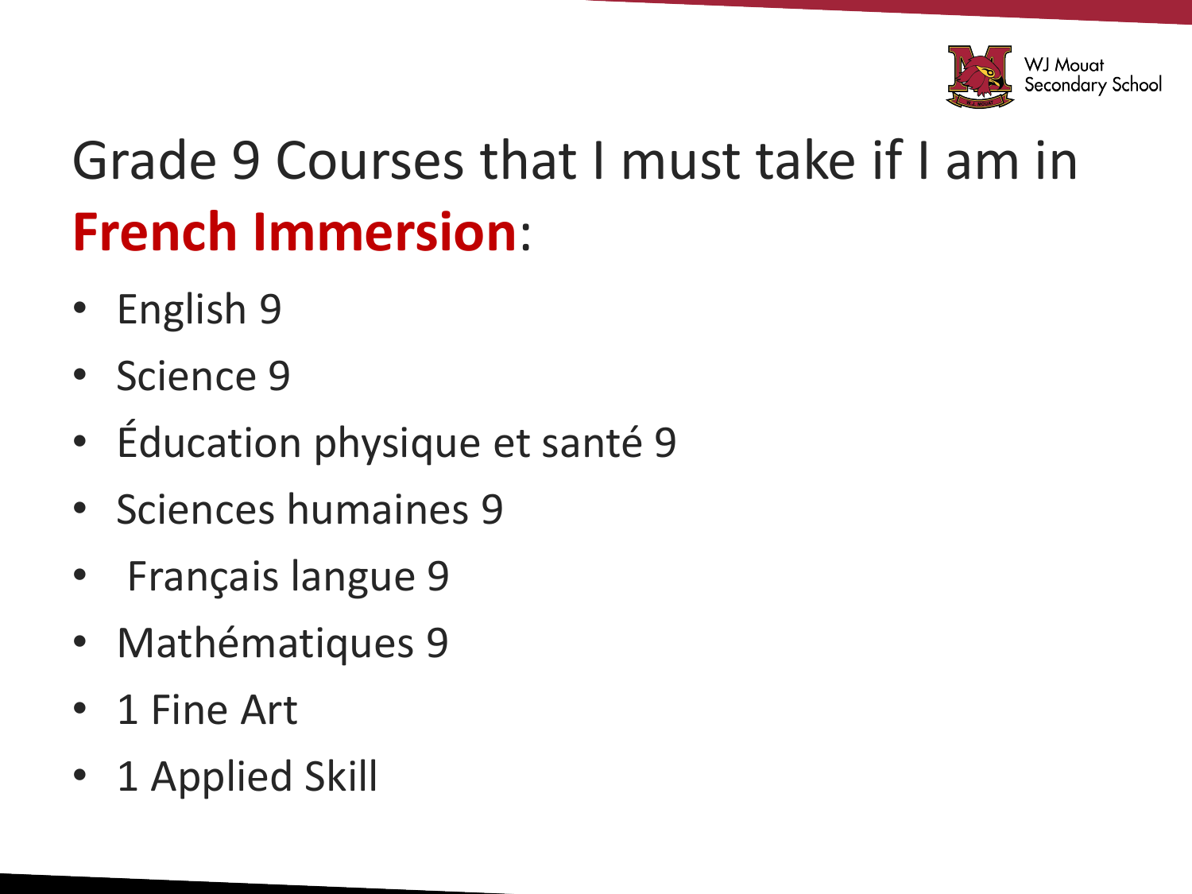# Grade 9 Courses that I must take if I am in **French Immersion**:

- English 9
- Science 9
- Éducation physique et santé 9
- Sciences humaines 9
- Français langue 9
- Mathématiques 9
- 1 Fine Art
- 1 Applied Skill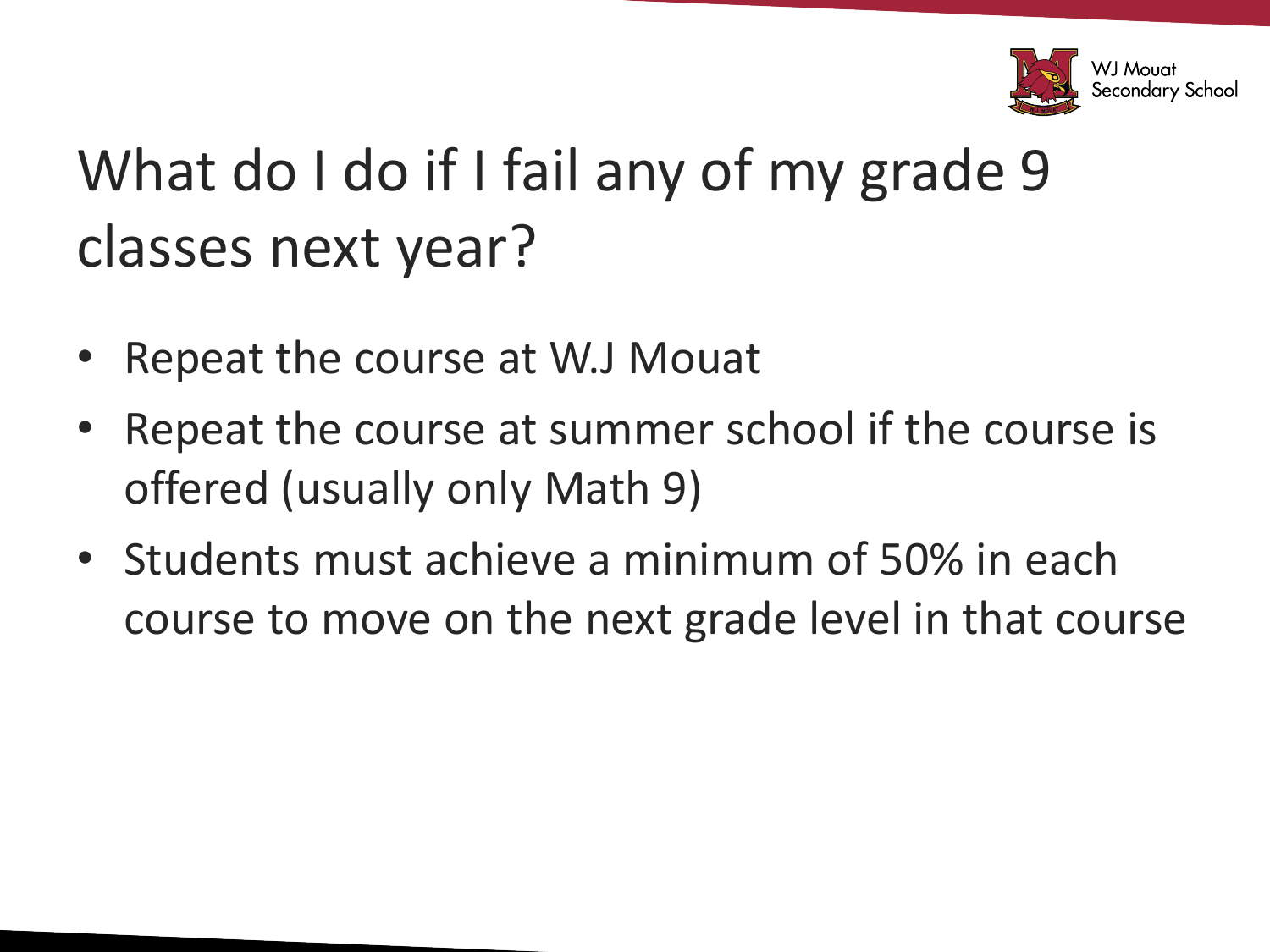# What do I do if I fail any of my grade 9 classes next year?

- Repeat the course at W.J Mouat
- Repeat the course at summer school if the course is offered (usually only Math 9)
- Students must achieve a minimum of 50% in each course to move on the next grade level in that course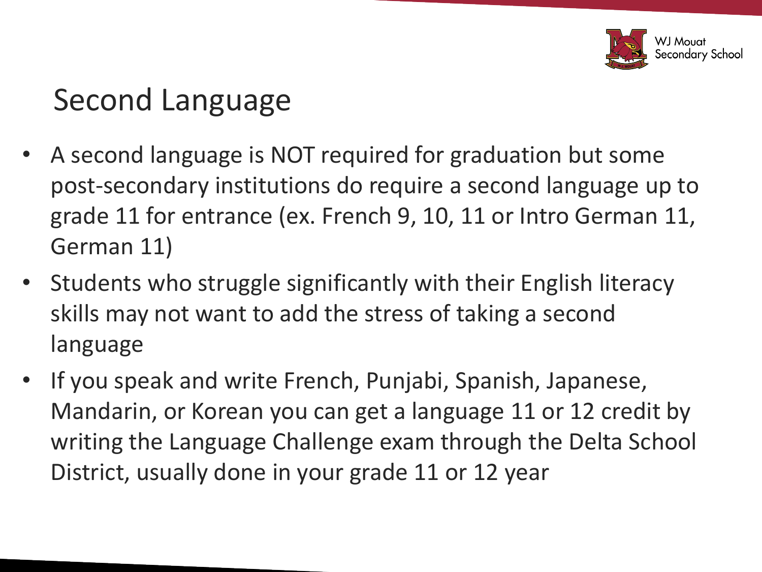# Second Language

- A second language is NOT required for graduation but some post-secondary institutions do require a second language up to grade 11 for entrance (ex. French 9, 10, 11 or Intro German 11, German 11)
- Students who struggle significantly with their English literacy skills may not want to add the stress of taking a second language
- If you speak and write French, Punjabi, Spanish, Japanese, Mandarin, or Korean you can get a language 11 or 12 credit by writing the Language Challenge exam through the Delta School District, usually done in your grade 11 or 12 year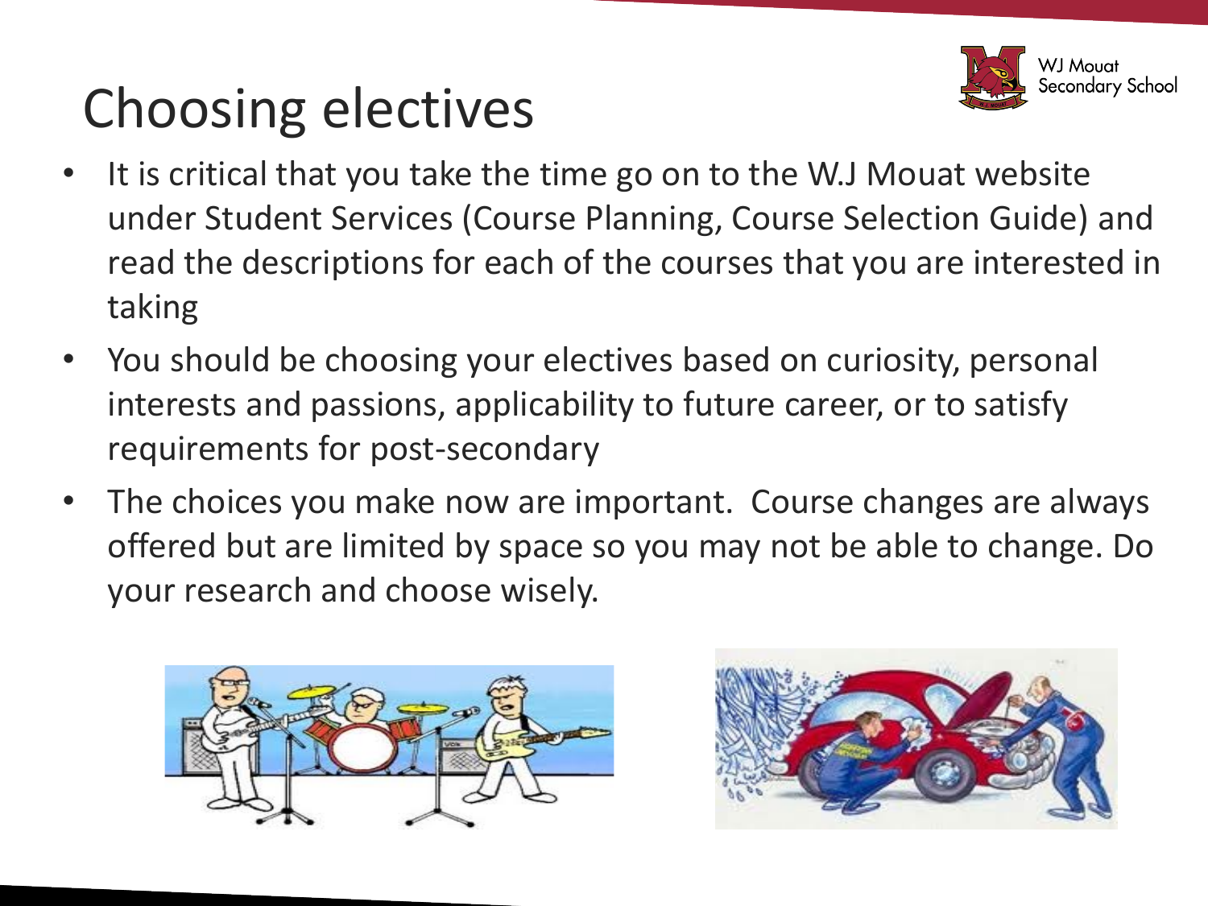# Choosing electives

- It is critical that you take the time go on to the W.J Mouat website under Student Services (Course Planning, Course Selection Guide) and read the descriptions for each of the courses that you are interested in taking
- You should be choosing your electives based on curiosity, personal interests and passions, applicability to future career, or to satisfy requirements for post-secondary
- The choices you make now are important. Course changes are always offered but are limited by space so you may not be able to change. Do your research and choose wisely.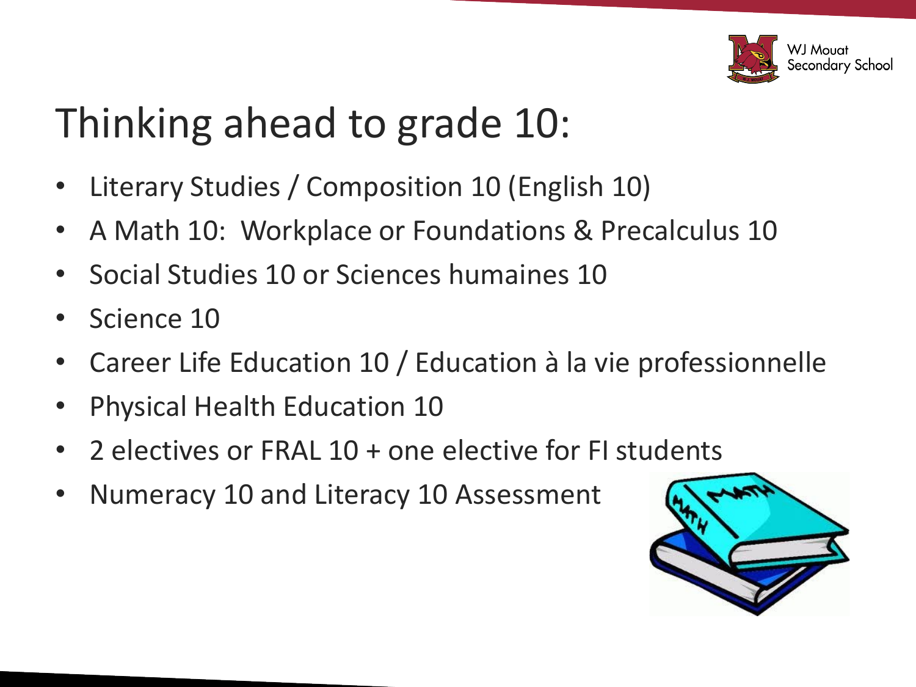# Thinking ahead to grade 10:

- Literary Studies / Composition 10 (English 10)
- A Math 10: Workplace or Foundations & Precalculus 10
- Social Studies 10 or Sciences humaines 10
- Science 10
- Career Life Education 10 / Education à la vie professionnelle
- Physical Health Education 10
- 2 electives or FRAL 10 + one elective for FI students
- Numeracy 10 and Literacy 10 Assessment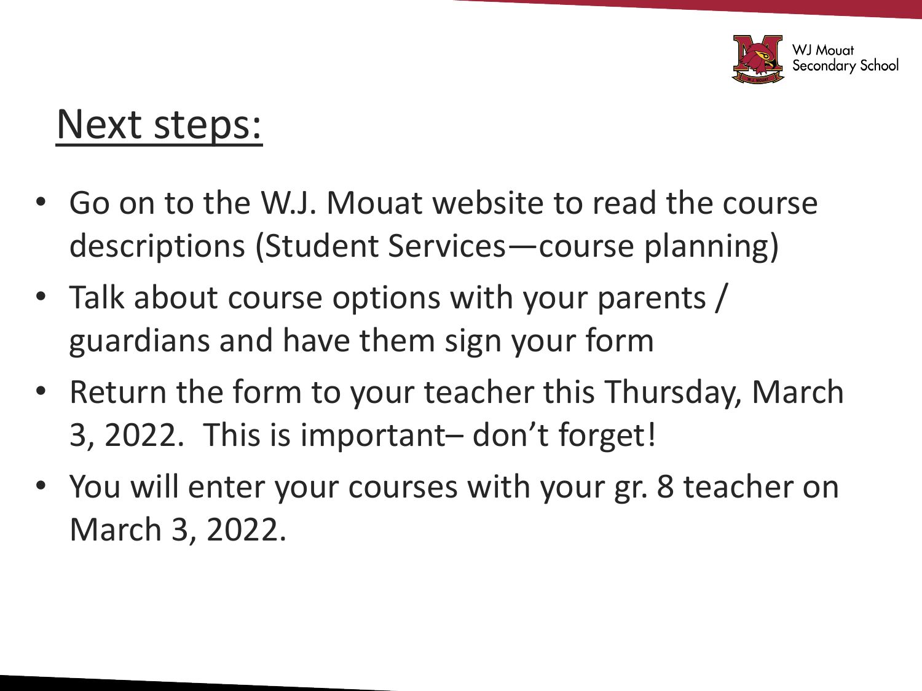WJ Mouat Secondary School

## Next steps:

- Go on to the W.J. Mouat website to read the course descriptions (Student Services—course planning)
- Talk about course options with your parents / guardians and have them sign your form
- Return the form to your teacher this Thursday, March 3, 2022. This is important– don't forget!
- You will enter your courses with your gr. 8 teacher on March 3, 2022.